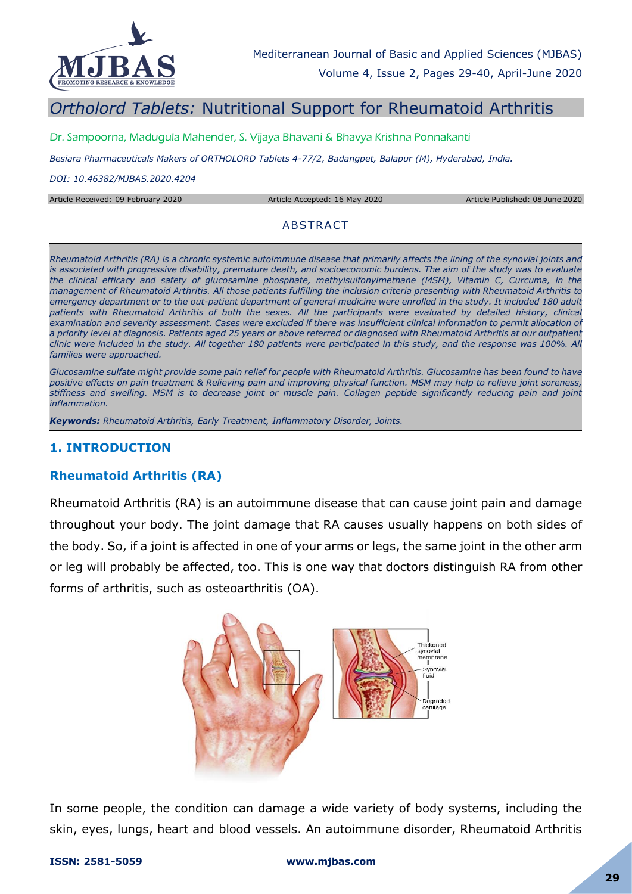# *Ortholord Tablets:* Nutritional Support for Rheumatoid Arthritis

Dr. Sampoorna, Madugula Mahender, S. Vijaya Bhavani & Bhavya Krishna Ponnakanti

*Besiara Pharmaceuticals Makers of ORTHOLORD Tablets 4-77/2, Badangpet, Balapur (M), Hyderabad, India.*

*DOI: 10.46382/MJBAS.2020.4204*

Article Received: 09 February 2020 | Article Accepted: 16 May 2020 | Article Published: 08 June 2020

## ABSTRACT

*Rheumatoid Arthritis (RA) is a chronic systemic autoimmune disease that primarily affects the lining of the synovial joints and is associated with progressive disability, premature death, and socioeconomic burdens. The aim of the study was to evaluate the clinical efficacy and safety of glucosamine phosphate, methylsulfonylmethane (MSM), Vitamin C, Curcuma, in the management of Rheumatoid Arthritis. All those patients fulfilling the inclusion criteria presenting with Rheumatoid Arthritis to emergency department or to the out-patient department of general medicine were enrolled in the study. It included 180 adult patients with Rheumatoid Arthritis of both the sexes. All the participants were evaluated by detailed history, clinical examination and severity assessment. Cases were excluded if there was insufficient clinical information to permit allocation of a priority level at diagnosis. Patients aged 25 years or above referred or diagnosed with Rheumatoid Arthritis at our outpatient clinic were included in the study. All together 180 patients were participated in this study, and the response was 100%. All families were approached.*

*Glucosamine sulfate might provide some pain relief for people with Rheumatoid Arthritis. Glucosamine has been found to have positive effects on pain treatment & Relieving pain and improving physical function. MSM may help to relieve joint soreness, stiffness and swelling. MSM is to decrease joint or muscle pain. Collagen peptide significantly reducing pain and joint inflammation.*

***Keywords:*** *Rheumatoid Arthritis, Early Treatment, Inflammatory Disorder, Joints.*

## 1. INTRODUCTION

### Rheumatoid Arthritis (RA)

Rheumatoid Arthritis (RA) is an autoimmune disease that can cause joint pain and damage throughout your body. The joint damage that RA causes usually happens on both sides of the body. So, if a joint is affected in one of your arms or legs, the same joint in the other arm or leg will probably be affected, too. This is one way that doctors distinguish RA from other forms of arthritis, such as osteoarthritis (OA).

In some people, the condition can damage a wide variety of body systems, including the skin, eyes, lungs, heart and blood vessels. An autoimmune disorder, Rheumatoid Arthritis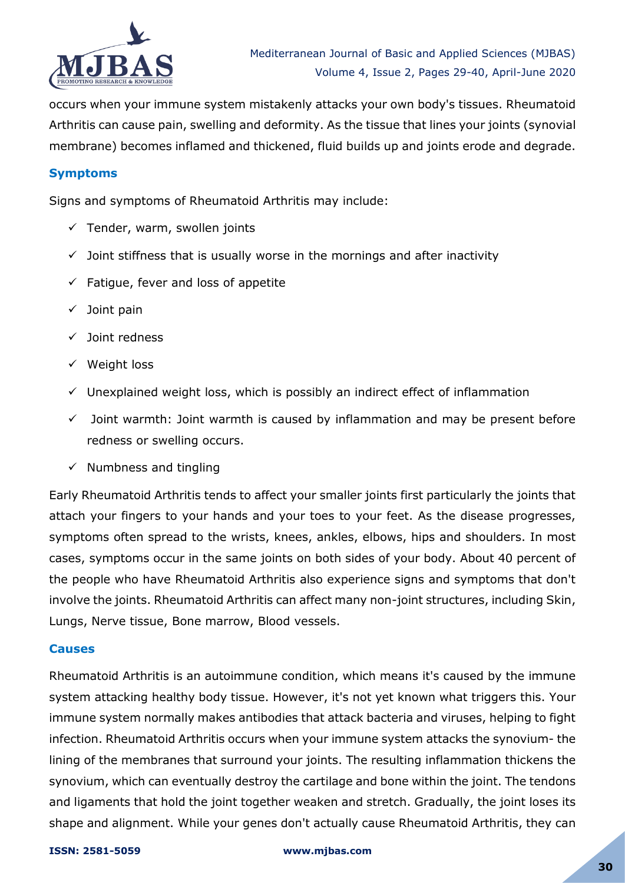occurs when your immune system mistakenly attacks your own body's tissues. Rheumatoid Arthritis can cause pain, swelling and deformity. As the tissue that lines your joints (synovial membrane) becomes inflamed and thickened, fluid builds up and joints erode and degrade.

### Symptoms

Signs and symptoms of Rheumatoid Arthritis may include:

- ✓ Tender, warm, swollen joints
- ✓ Joint stiffness that is usually worse in the mornings and after inactivity
- ✓ Fatigue, fever and loss of appetite
- ✓ Joint pain
- ✓ Joint redness
- ✓ Weight loss
- ✓ Unexplained weight loss, which is possibly an indirect effect of inflammation
- ✓ Joint warmth: Joint warmth is caused by inflammation and may be present before redness or swelling occurs.
- ✓ Numbness and tingling

Early Rheumatoid Arthritis tends to affect your smaller joints first particularly the joints that attach your fingers to your hands and your toes to your feet. As the disease progresses, symptoms often spread to the wrists, knees, ankles, elbows, hips and shoulders. In most cases, symptoms occur in the same joints on both sides of your body. About 40 percent of the people who have Rheumatoid Arthritis also experience signs and symptoms that don't involve the joints. Rheumatoid Arthritis can affect many non-joint structures, including Skin, Lungs, Nerve tissue, Bone marrow, Blood vessels.

### Causes

Rheumatoid Arthritis is an autoimmune condition, which means it's caused by the immune system attacking healthy body tissue. However, it's not yet known what triggers this. Your immune system normally makes antibodies that attack bacteria and viruses, helping to fight infection. Rheumatoid Arthritis occurs when your immune system attacks the synovium- the lining of the membranes that surround your joints. The resulting inflammation thickens the synovium, which can eventually destroy the cartilage and bone within the joint. The tendons and ligaments that hold the joint together weaken and stretch. Gradually, the joint loses its shape and alignment. While your genes don't actually cause Rheumatoid Arthritis, they can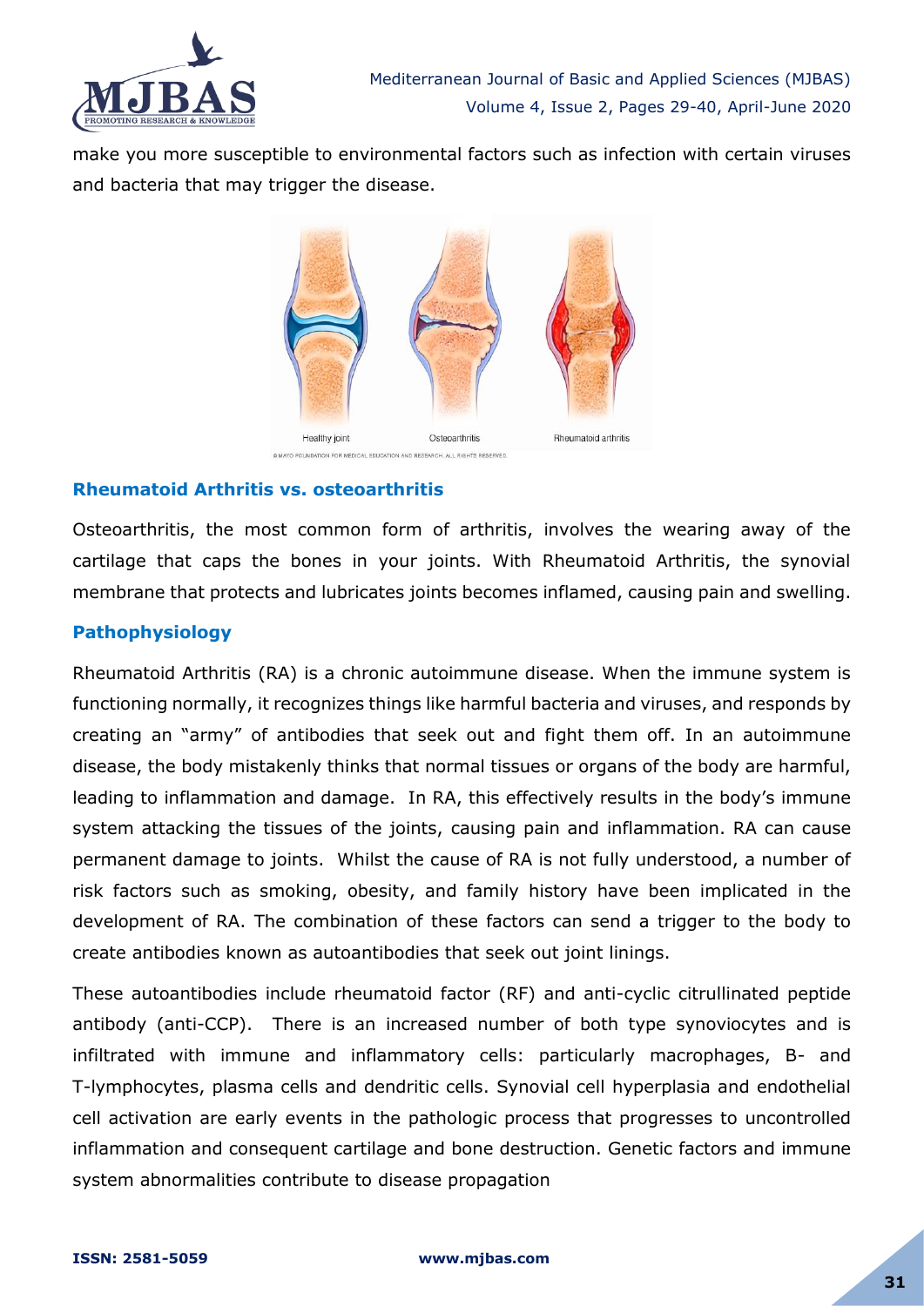make you more susceptible to environmental factors such as infection with certain viruses and bacteria that may trigger the disease.

Healthy joint Osteoarthritis Rheumatoid arthritis

© MAYO FOUNDATION FOR MEDICAL EDUCATION AND RESEARCH. ALL RIGHTS RESERVED.

### Rheumatoid Arthritis vs. osteoarthritis

Osteoarthritis, the most common form of arthritis, involves the wearing away of the cartilage that caps the bones in your joints. With Rheumatoid Arthritis, the synovial membrane that protects and lubricates joints becomes inflamed, causing pain and swelling.

### Pathophysiology

Rheumatoid Arthritis (RA) is a chronic autoimmune disease. When the immune system is functioning normally, it recognizes things like harmful bacteria and viruses, and responds by creating an "army" of antibodies that seek out and fight them off. In an autoimmune disease, the body mistakenly thinks that normal tissues or organs of the body are harmful, leading to inflammation and damage. In RA, this effectively results in the body's immune system attacking the tissues of the joints, causing pain and inflammation. RA can cause permanent damage to joints. Whilst the cause of RA is not fully understood, a number of risk factors such as smoking, obesity, and family history have been implicated in the development of RA. The combination of these factors can send a trigger to the body to create antibodies known as autoantibodies that seek out joint linings.

These autoantibodies include rheumatoid factor (RF) and anti-cyclic citrullinated peptide antibody (anti-CCP). There is an increased number of both type synoviocytes and is infiltrated with immune and inflammatory cells: particularly macrophages, B- and T-lymphocytes, plasma cells and dendritic cells. Synovial cell hyperplasia and endothelial cell activation are early events in the pathologic process that progresses to uncontrolled inflammation and consequent cartilage and bone destruction. Genetic factors and immune system abnormalities contribute to disease propagation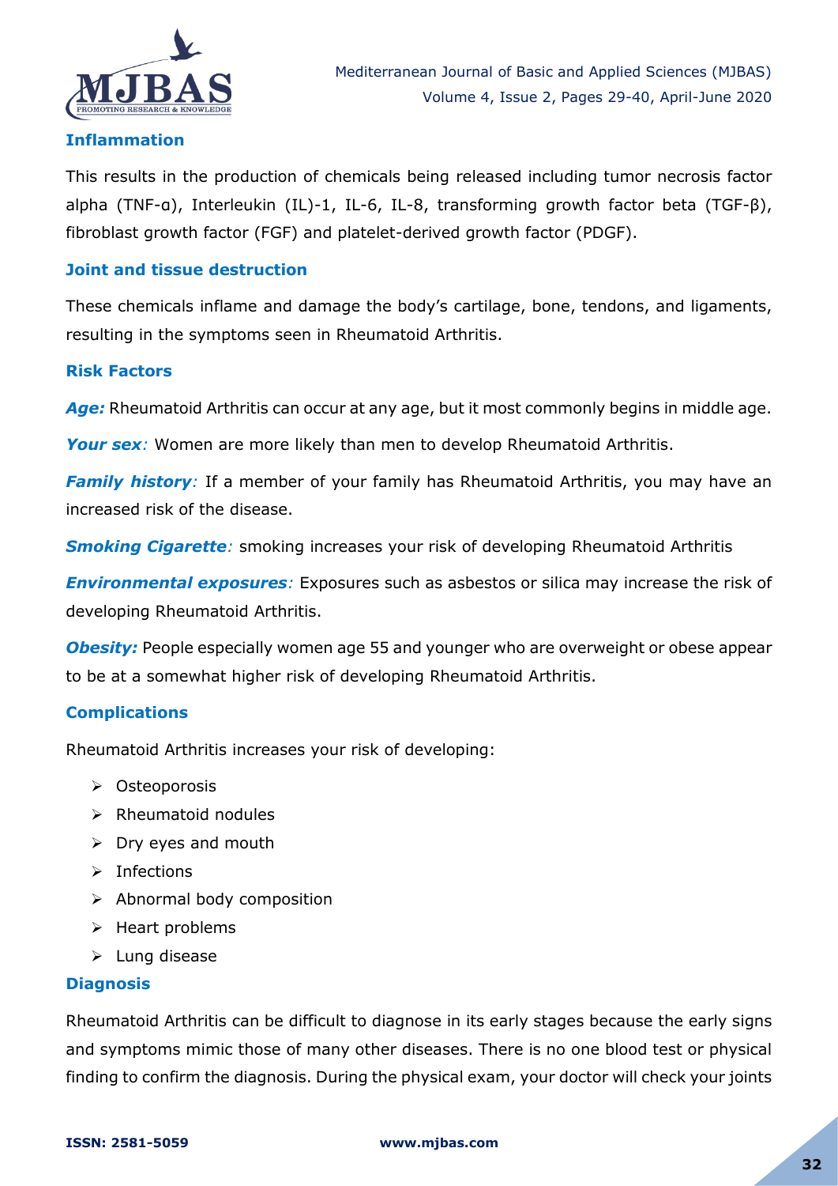### Inflammation

This results in the production of chemicals being released including tumor necrosis factor alpha (TNF-α), Interleukin (IL)-1, IL-6, IL-8, transforming growth factor beta (TGF-β), fibroblast growth factor (FGF) and platelet-derived growth factor (PDGF).

### Joint and tissue destruction

These chemicals inflame and damage the body's cartilage, bone, tendons, and ligaments, resulting in the symptoms seen in Rheumatoid Arthritis.

### Risk Factors

***Age:*** Rheumatoid Arthritis can occur at any age, but it most commonly begins in middle age.

***Your sex****:* Women are more likely than men to develop Rheumatoid Arthritis.

***Family history****:* If a member of your family has Rheumatoid Arthritis, you may have an increased risk of the disease.

***Smoking Cigarette****:* smoking increases your risk of developing Rheumatoid Arthritis

***Environmental exposures****:* Exposures such as asbestos or silica may increase the risk of developing Rheumatoid Arthritis.

***Obesity:*** People especially women age 55 and younger who are overweight or obese appear to be at a somewhat higher risk of developing Rheumatoid Arthritis.

### Complications

Rheumatoid Arthritis increases your risk of developing:

- Osteoporosis
- Rheumatoid nodules
- Dry eyes and mouth
- Infections
- Abnormal body composition
- Heart problems
- Lung disease

### Diagnosis

Rheumatoid Arthritis can be difficult to diagnose in its early stages because the early signs and symptoms mimic those of many other diseases. There is no one blood test or physical finding to confirm the diagnosis. During the physical exam, your doctor will check your joints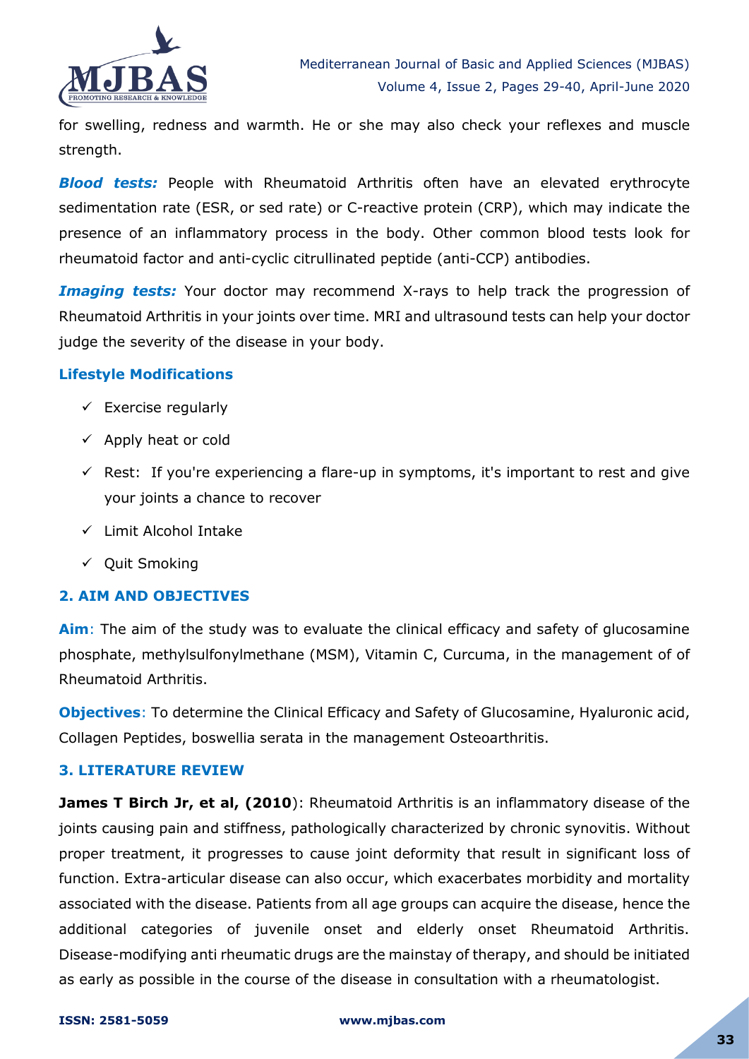for swelling, redness and warmth. He or she may also check your reflexes and muscle strength.

***Blood tests:*** People with Rheumatoid Arthritis often have an elevated erythrocyte sedimentation rate (ESR, or sed rate) or C-reactive protein (CRP), which may indicate the presence of an inflammatory process in the body. Other common blood tests look for rheumatoid factor and anti-cyclic citrullinated peptide (anti-CCP) antibodies.

***Imaging tests:*** Your doctor may recommend X-rays to help track the progression of Rheumatoid Arthritis in your joints over time. MRI and ultrasound tests can help your doctor judge the severity of the disease in your body.

### Lifestyle Modifications

- ✓ Exercise regularly
- ✓ Apply heat or cold
- ✓ Rest: If you're experiencing a flare-up in symptoms, it's important to rest and give your joints a chance to recover
- ✓ Limit Alcohol Intake
- ✓ Quit Smoking

## 2. AIM AND OBJECTIVES

**Aim**: The aim of the study was to evaluate the clinical efficacy and safety of glucosamine phosphate, methylsulfonylmethane (MSM), Vitamin C, Curcuma, in the management of of Rheumatoid Arthritis.

**Objectives**: To determine the Clinical Efficacy and Safety of Glucosamine, Hyaluronic acid, Collagen Peptides, boswellia serata in the management Osteoarthritis.

## 3. LITERATURE REVIEW

**James T Birch Jr, et al, (2010**): Rheumatoid Arthritis is an inflammatory disease of the joints causing pain and stiffness, pathologically characterized by chronic synovitis. Without proper treatment, it progresses to cause joint deformity that result in significant loss of function. Extra-articular disease can also occur, which exacerbates morbidity and mortality associated with the disease. Patients from all age groups can acquire the disease, hence the additional categories of juvenile onset and elderly onset Rheumatoid Arthritis. Disease-modifying anti rheumatic drugs are the mainstay of therapy, and should be initiated as early as possible in the course of the disease in consultation with a rheumatologist.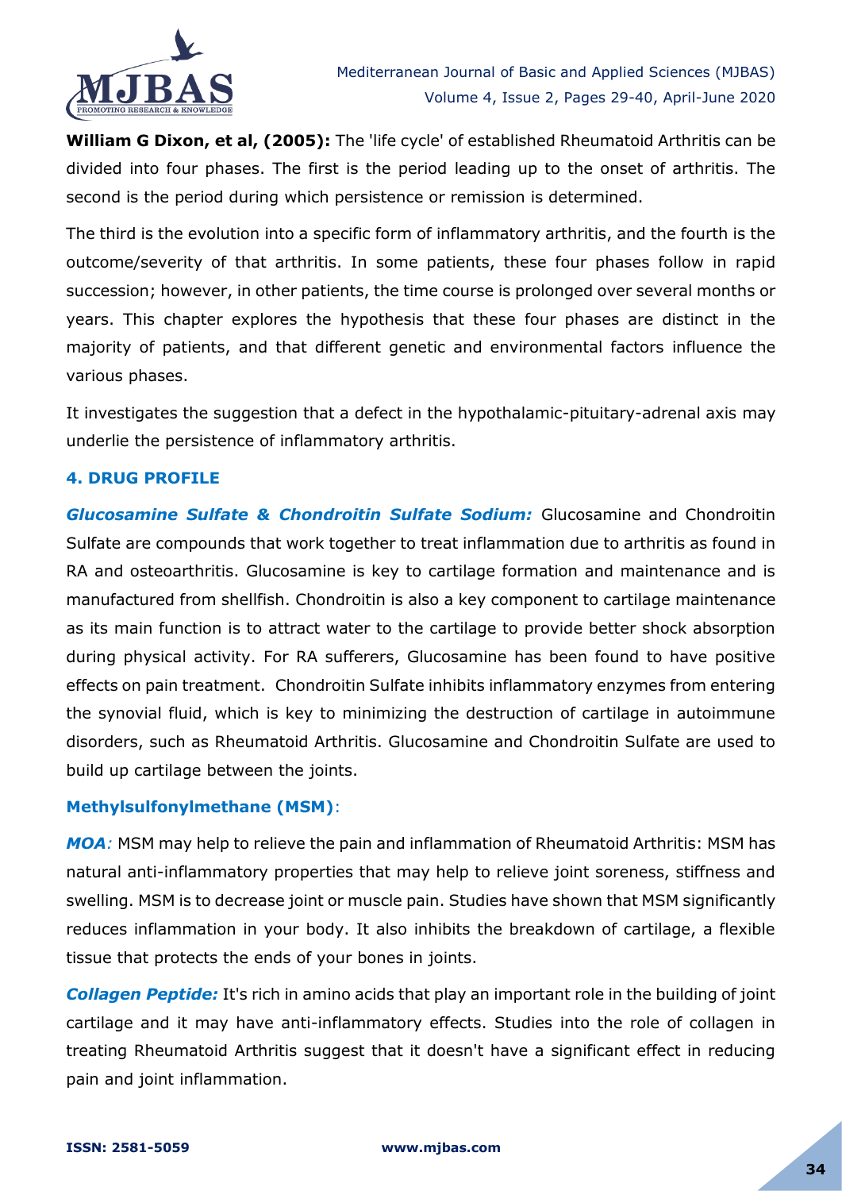**William G Dixon, et al, (2005):** The 'life cycle' of established Rheumatoid Arthritis can be divided into four phases. The first is the period leading up to the onset of arthritis. The second is the period during which persistence or remission is determined.

The third is the evolution into a specific form of inflammatory arthritis, and the fourth is the outcome/severity of that arthritis. In some patients, these four phases follow in rapid succession; however, in other patients, the time course is prolonged over several months or years. This chapter explores the hypothesis that these four phases are distinct in the majority of patients, and that different genetic and environmental factors influence the various phases.

It investigates the suggestion that a defect in the hypothalamic-pituitary-adrenal axis may underlie the persistence of inflammatory arthritis.

## 4. DRUG PROFILE

***Glucosamine Sulfate & Chondroitin Sulfate Sodium:*** Glucosamine and Chondroitin Sulfate are compounds that work together to treat inflammation due to arthritis as found in RA and osteoarthritis. Glucosamine is key to cartilage formation and maintenance and is manufactured from shellfish. Chondroitin is also a key component to cartilage maintenance as its main function is to attract water to the cartilage to provide better shock absorption during physical activity. For RA sufferers, Glucosamine has been found to have positive effects on pain treatment. Chondroitin Sulfate inhibits inflammatory enzymes from entering the synovial fluid, which is key to minimizing the destruction of cartilage in autoimmune disorders, such as Rheumatoid Arthritis. Glucosamine and Chondroitin Sulfate are used to build up cartilage between the joints.

**Methylsulfonylmethane (MSM)**:

***MOA**:* MSM may help to relieve the pain and inflammation of Rheumatoid Arthritis: MSM has natural anti-inflammatory properties that may help to relieve joint soreness, stiffness and swelling. MSM is to decrease joint or muscle pain. Studies have shown that MSM significantly reduces inflammation in your body. It also inhibits the breakdown of cartilage, a flexible tissue that protects the ends of your bones in joints.

***Collagen Peptide:*** It's rich in amino acids that play an important role in the building of joint cartilage and it may have anti-inflammatory effects. Studies into the role of collagen in treating Rheumatoid Arthritis suggest that it doesn't have a significant effect in reducing pain and joint inflammation.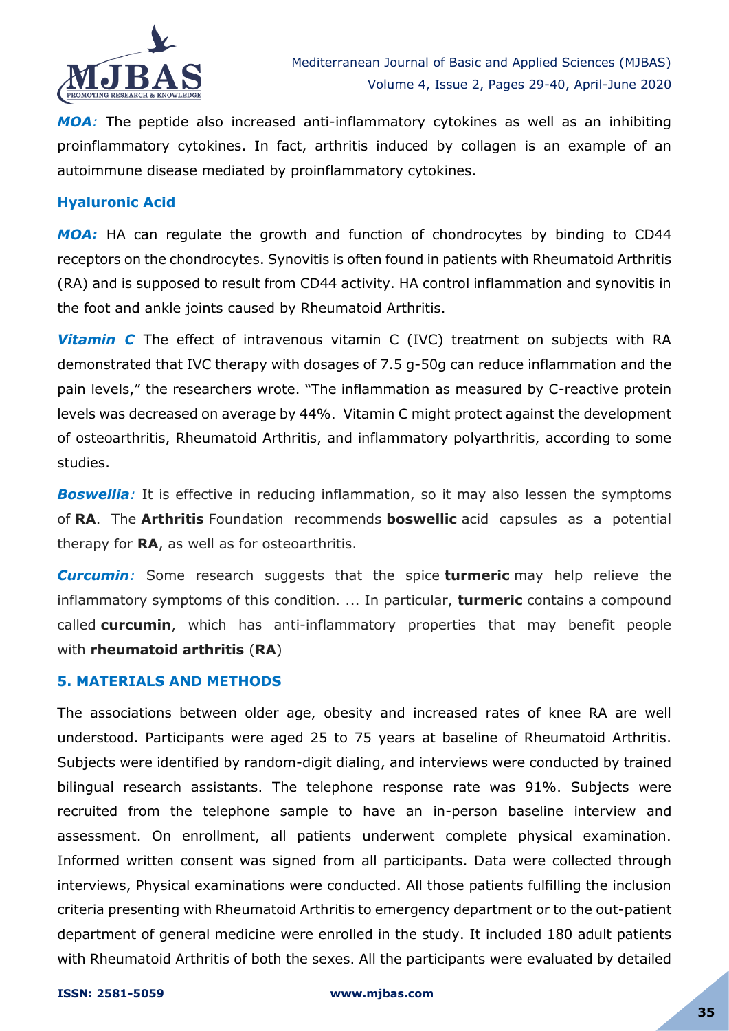***MOA:*** The peptide also increased anti-inflammatory cytokines as well as an inhibiting proinflammatory cytokines. In fact, arthritis induced by collagen is an example of an autoimmune disease mediated by proinflammatory cytokines.

### Hyaluronic Acid

***MOA:*** HA can regulate the growth and function of chondrocytes by binding to CD44 receptors on the chondrocytes. Synovitis is often found in patients with Rheumatoid Arthritis (RA) and is supposed to result from CD44 activity. HA control inflammation and synovitis in the foot and ankle joints caused by Rheumatoid Arthritis.

***Vitamin C*** The effect of intravenous vitamin C (IVC) treatment on subjects with RA demonstrated that IVC therapy with dosages of 7.5 g-50g can reduce inflammation and the pain levels," the researchers wrote. "The inflammation as measured by C-reactive protein levels was decreased on average by 44%. Vitamin C might protect against the development of osteoarthritis, Rheumatoid Arthritis, and inflammatory polyarthritis, according to some studies.

***Boswellia:*** It is effective in reducing inflammation, so it may also lessen the symptoms of **RA**. The **Arthritis** Foundation recommends **boswellic** acid capsules as a potential therapy for **RA**, as well as for osteoarthritis.

***Curcumin:*** Some research suggests that the spice **turmeric** may help relieve the inflammatory symptoms of this condition. ... In particular, **turmeric** contains a compound called **curcumin**, which has anti-inflammatory properties that may benefit people with **rheumatoid arthritis** (**RA**)

## 5. MATERIALS AND METHODS

The associations between older age, obesity and increased rates of knee RA are well understood. Participants were aged 25 to 75 years at baseline of Rheumatoid Arthritis. Subjects were identified by random-digit dialing, and interviews were conducted by trained bilingual research assistants. The telephone response rate was 91%. Subjects were recruited from the telephone sample to have an in-person baseline interview and assessment. On enrollment, all patients underwent complete physical examination. Informed written consent was signed from all participants. Data were collected through interviews, Physical examinations were conducted. All those patients fulfilling the inclusion criteria presenting with Rheumatoid Arthritis to emergency department or to the out-patient department of general medicine were enrolled in the study. It included 180 adult patients with Rheumatoid Arthritis of both the sexes. All the participants were evaluated by detailed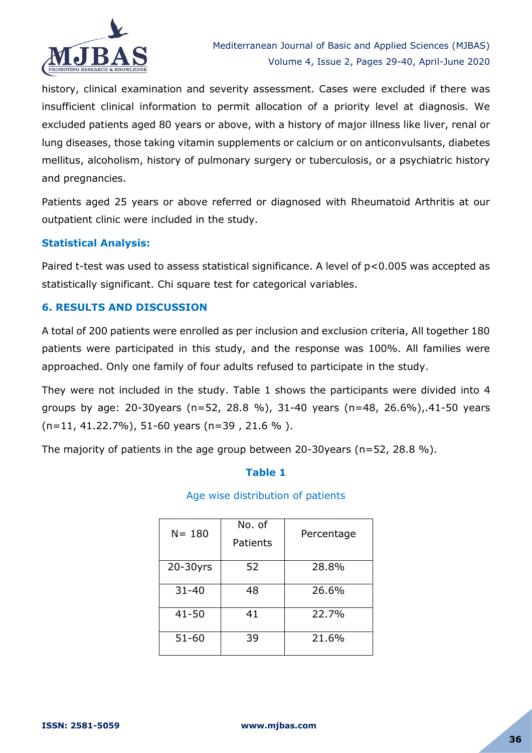history, clinical examination and severity assessment. Cases were excluded if there was insufficient clinical information to permit allocation of a priority level at diagnosis. We excluded patients aged 80 years or above, with a history of major illness like liver, renal or lung diseases, those taking vitamin supplements or calcium or on anticonvulsants, diabetes mellitus, alcoholism, history of pulmonary surgery or tuberculosis, or a psychiatric history and pregnancies.

Patients aged 25 years or above referred or diagnosed with Rheumatoid Arthritis at our outpatient clinic were included in the study.

### Statistical Analysis:

Paired t-test was used to assess statistical significance. A level of $p<0.005$ was accepted as statistically significant. Chi square test for categorical variables.

## 6. RESULTS AND DISCUSSION

A total of 200 patients were enrolled as per inclusion and exclusion criteria, All together 180 patients were participated in this study, and the response was 100%. All families were approached. Only one family of four adults refused to participate in the study.

They were not included in the study. Table 1 shows the participants were divided into 4 groups by age: 20-30years (n=52, 28.8 %), 31-40 years (n=48, 26.6%),.41-50 years (n=11, 41.22.7%), 51-60 years (n=39 , 21.6 % ).

The majority of patients in the age group between 20-30years (n=52, 28.8 %).

**Table 1**

Age wise distribution of patients

| N= 180 | No. of Patients | Percentage |
|---|---|---|
| 20-30yrs | 52 | 28.8% |
| 31-40 | 48 | 26.6% |
| 41-50 | 41 | 22.7% |
| 51-60 | 39 | 21.6% |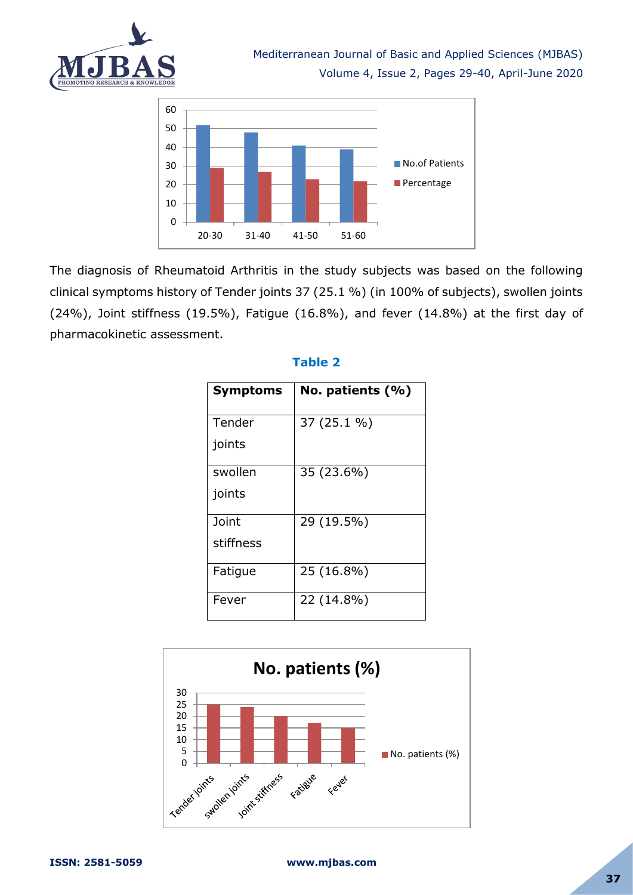The diagnosis of Rheumatoid Arthritis in the study subjects was based on the following clinical symptoms history of Tender joints 37 (25.1 %) (in 100% of subjects), swollen joints (24%), Joint stiffness (19.5%), Fatigue (16.8%), and fever (14.8%) at the first day of pharmacokinetic assessment.

**Table 2**

| Symptoms | No. patients (%) |
|---|---|
| Tender joints | 37 (25.1 %) |
| swollen joints | 35 (23.6%) |
| Joint stiffness | 29 (19.5%) |
| Fatigue | 25 (16.8%) |
| Fever | 22 (14.8%) |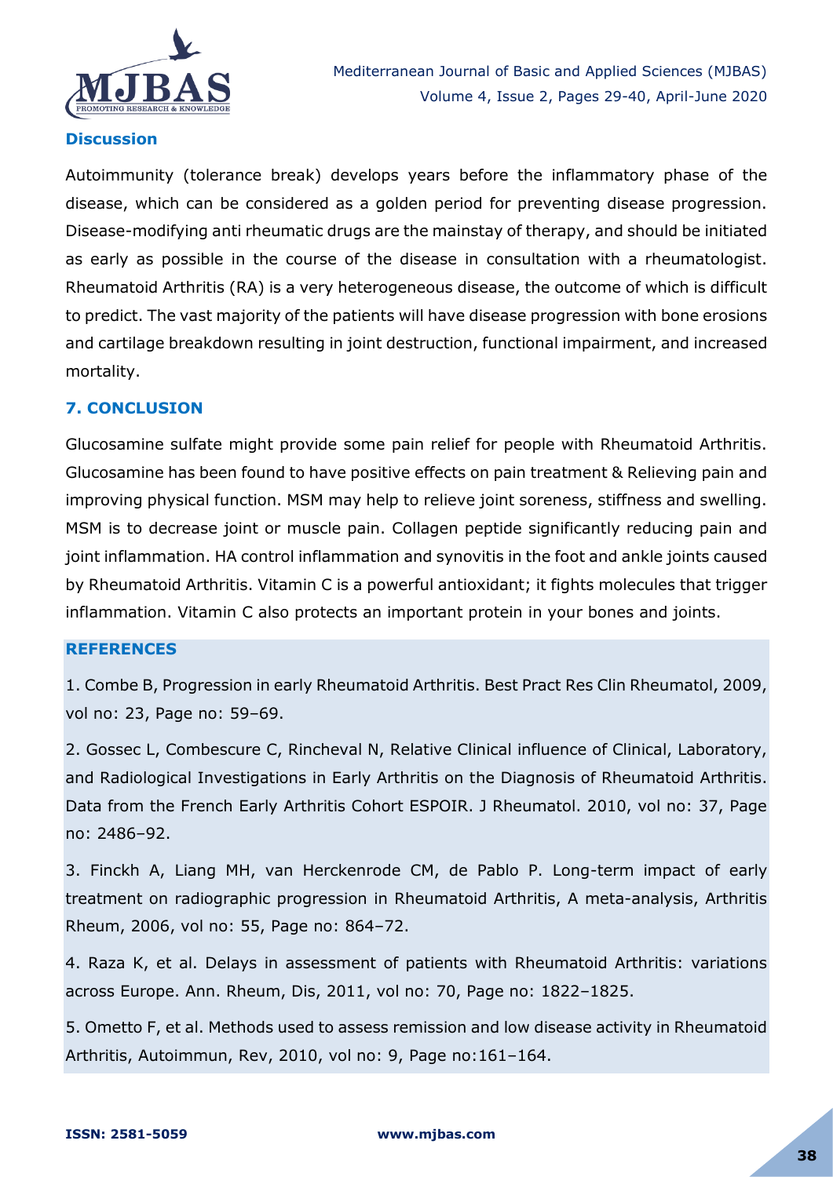### Discussion

Autoimmunity (tolerance break) develops years before the inflammatory phase of the disease, which can be considered as a golden period for preventing disease progression. Disease-modifying anti rheumatic drugs are the mainstay of therapy, and should be initiated as early as possible in the course of the disease in consultation with a rheumatologist. Rheumatoid Arthritis (RA) is a very heterogeneous disease, the outcome of which is difficult to predict. The vast majority of the patients will have disease progression with bone erosions and cartilage breakdown resulting in joint destruction, functional impairment, and increased mortality.

## 7. CONCLUSION

Glucosamine sulfate might provide some pain relief for people with Rheumatoid Arthritis. Glucosamine has been found to have positive effects on pain treatment & Relieving pain and improving physical function. MSM may help to relieve joint soreness, stiffness and swelling. MSM is to decrease joint or muscle pain. Collagen peptide significantly reducing pain and joint inflammation. HA control inflammation and synovitis in the foot and ankle joints caused by Rheumatoid Arthritis. Vitamin C is a powerful antioxidant; it fights molecules that trigger inflammation. Vitamin C also protects an important protein in your bones and joints.

## REFERENCES

1. Combe B, Progression in early Rheumatoid Arthritis. Best Pract Res Clin Rheumatol, 2009, vol no: 23, Page no: 59–69.

2. Gossec L, Combescure C, Rincheval N, Relative Clinical influence of Clinical, Laboratory, and Radiological Investigations in Early Arthritis on the Diagnosis of Rheumatoid Arthritis. Data from the French Early Arthritis Cohort ESPOIR. J Rheumatol. 2010, vol no: 37, Page no: 2486–92.

3. Finckh A, Liang MH, van Herckenrode CM, de Pablo P. Long-term impact of early treatment on radiographic progression in Rheumatoid Arthritis, A meta-analysis, Arthritis Rheum, 2006, vol no: 55, Page no: 864–72.

4. Raza K, et al. Delays in assessment of patients with Rheumatoid Arthritis: variations across Europe. Ann. Rheum, Dis, 2011, vol no: 70, Page no: 1822–1825.

5. Ometto F, et al. Methods used to assess remission and low disease activity in Rheumatoid Arthritis, Autoimmun, Rev, 2010, vol no: 9, Page no:161–164.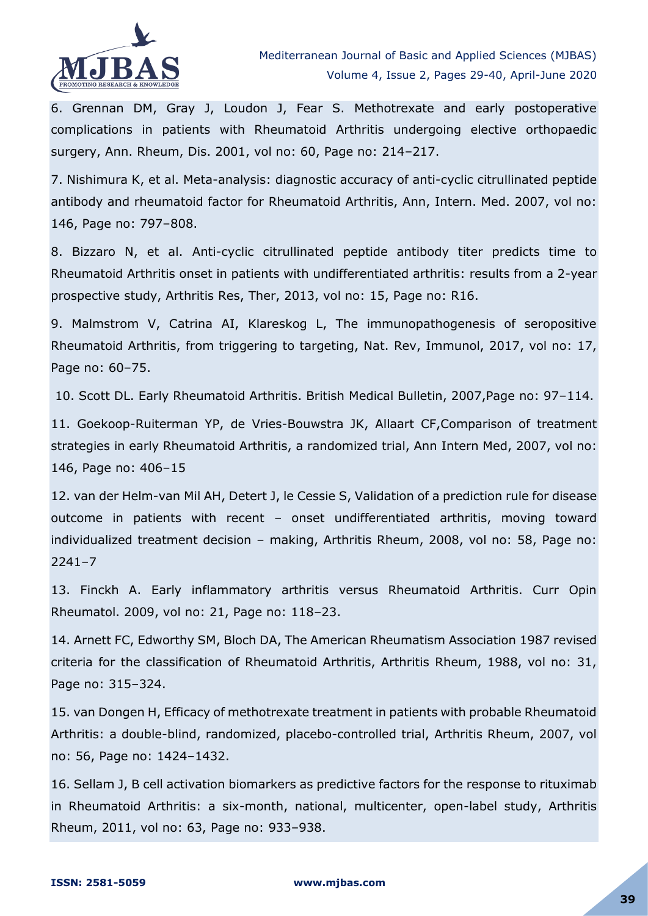6. Grennan DM, Gray J, Loudon J, Fear S. Methotrexate and early postoperative complications in patients with Rheumatoid Arthritis undergoing elective orthopaedic surgery, Ann. Rheum, Dis. 2001, vol no: 60, Page no: 214–217.

7. Nishimura K, et al. Meta-analysis: diagnostic accuracy of anti-cyclic citrullinated peptide antibody and rheumatoid factor for Rheumatoid Arthritis, Ann, Intern. Med. 2007, vol no: 146, Page no: 797–808.

8. Bizzaro N, et al. Anti-cyclic citrullinated peptide antibody titer predicts time to Rheumatoid Arthritis onset in patients with undifferentiated arthritis: results from a 2-year prospective study, Arthritis Res, Ther, 2013, vol no: 15, Page no: R16.

9. Malmstrom V, Catrina AI, Klareskog L, The immunopathogenesis of seropositive Rheumatoid Arthritis, from triggering to targeting, Nat. Rev, Immunol, 2017, vol no: 17, Page no: 60–75.

10. Scott DL. Early Rheumatoid Arthritis. British Medical Bulletin, 2007,Page no: 97–114.

11. Goekoop-Ruiterman YP, de Vries-Bouwstra JK, Allaart CF,Comparison of treatment strategies in early Rheumatoid Arthritis, a randomized trial, Ann Intern Med, 2007, vol no: 146, Page no: 406–15

12. van der Helm-van Mil AH, Detert J, le Cessie S, Validation of a prediction rule for disease outcome in patients with recent – onset undifferentiated arthritis, moving toward individualized treatment decision – making, Arthritis Rheum, 2008, vol no: 58, Page no: 2241–7

13. Finckh A. Early inflammatory arthritis versus Rheumatoid Arthritis. Curr Opin Rheumatol. 2009, vol no: 21, Page no: 118–23.

14. Arnett FC, Edworthy SM, Bloch DA, The American Rheumatism Association 1987 revised criteria for the classification of Rheumatoid Arthritis, Arthritis Rheum, 1988, vol no: 31, Page no: 315–324.

15. van Dongen H, Efficacy of methotrexate treatment in patients with probable Rheumatoid Arthritis: a double-blind, randomized, placebo-controlled trial, Arthritis Rheum, 2007, vol no: 56, Page no: 1424–1432.

16. Sellam J, B cell activation biomarkers as predictive factors for the response to rituximab in Rheumatoid Arthritis: a six-month, national, multicenter, open-label study, Arthritis Rheum, 2011, vol no: 63, Page no: 933–938.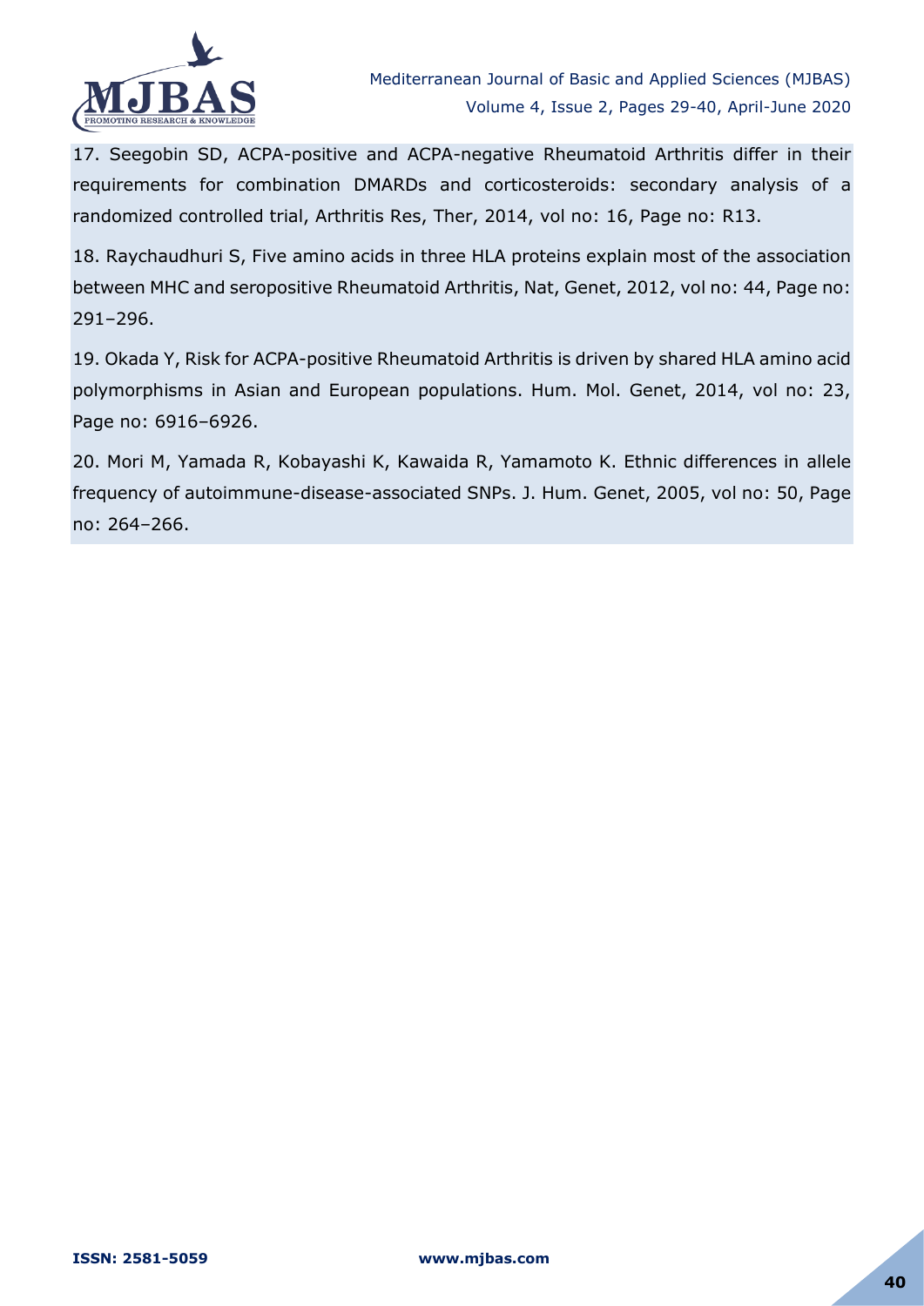17. Seegobin SD, ACPA-positive and ACPA-negative Rheumatoid Arthritis differ in their requirements for combination DMARDs and corticosteroids: secondary analysis of a randomized controlled trial, Arthritis Res, Ther, 2014, vol no: 16, Page no: R13.

18. Raychaudhuri S, Five amino acids in three HLA proteins explain most of the association between MHC and seropositive Rheumatoid Arthritis, Nat, Genet, 2012, vol no: 44, Page no: 291–296.

19. Okada Y, Risk for ACPA-positive Rheumatoid Arthritis is driven by shared HLA amino acid polymorphisms in Asian and European populations. Hum. Mol. Genet, 2014, vol no: 23, Page no: 6916–6926.

20. Mori M, Yamada R, Kobayashi K, Kawaida R, Yamamoto K. Ethnic differences in allele frequency of autoimmune-disease-associated SNPs. J. Hum. Genet, 2005, vol no: 50, Page no: 264–266.